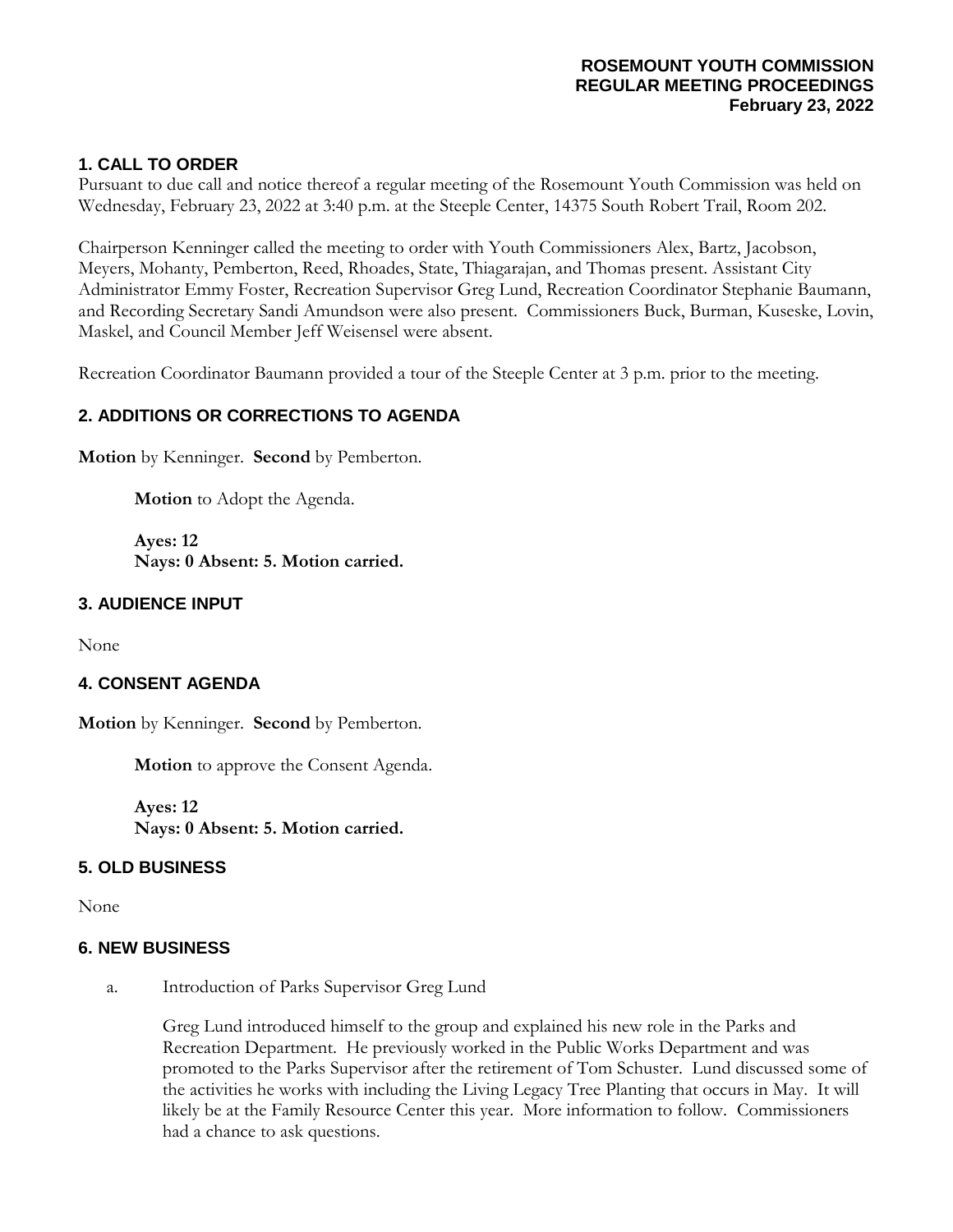**ROSEMOUNT YOUTH COMMISSION**
**REGULAR MEETING PROCEEDINGS**
**February 23, 2022**

## 1. CALL TO ORDER

Pursuant to due call and notice thereof a regular meeting of the Rosemount Youth Commission was held on Wednesday, February 23, 2022 at 3:40 p.m. at the Steeple Center, 14375 South Robert Trail, Room 202.

Chairperson Kenninger called the meeting to order with Youth Commissioners Alex, Bartz, Jacobson, Meyers, Mohanty, Pemberton, Reed, Rhoades, State, Thiagarajan, and Thomas present. Assistant City Administrator Emmy Foster, Recreation Supervisor Greg Lund, Recreation Coordinator Stephanie Baumann, and Recording Secretary Sandi Amundson were also present. Commissioners Buck, Burman, Kuseske, Lovin, Maskel, and Council Member Jeff Weisensel were absent.

Recreation Coordinator Baumann provided a tour of the Steeple Center at 3 p.m. prior to the meeting.

## 2. ADDITIONS OR CORRECTIONS TO AGENDA

**Motion** by Kenninger. **Second** by Pemberton.

**Motion** to Adopt the Agenda.

**Ayes: 12**
**Nays: 0 Absent: 5. Motion carried.**

## 3. AUDIENCE INPUT

None

## 4. CONSENT AGENDA

**Motion** by Kenninger. **Second** by Pemberton.

**Motion** to approve the Consent Agenda.

**Ayes: 12**
**Nays: 0 Absent: 5. Motion carried.**

## 5. OLD BUSINESS

None

## 6. NEW BUSINESS

a. Introduction of Parks Supervisor Greg Lund

Greg Lund introduced himself to the group and explained his new role in the Parks and Recreation Department. He previously worked in the Public Works Department and was promoted to the Parks Supervisor after the retirement of Tom Schuster. Lund discussed some of the activities he works with including the Living Legacy Tree Planting that occurs in May. It will likely be at the Family Resource Center this year. More information to follow. Commissioners had a chance to ask questions.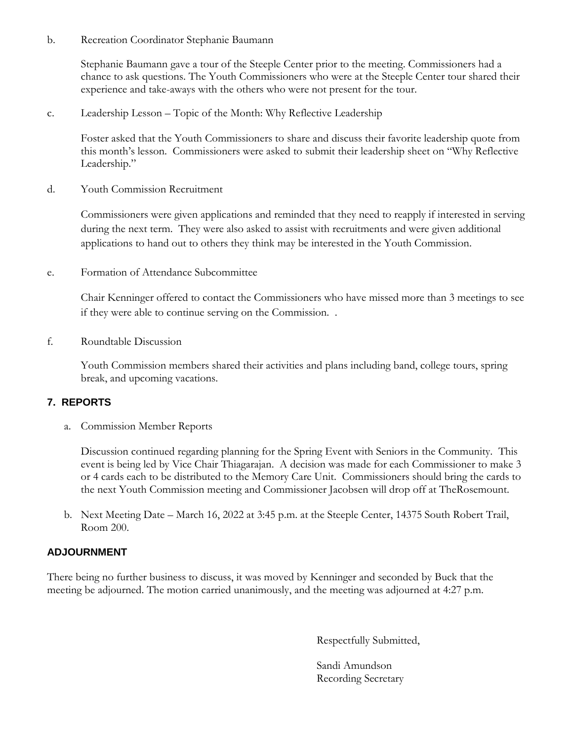b. Recreation Coordinator Stephanie Baumann

Stephanie Baumann gave a tour of the Steeple Center prior to the meeting. Commissioners had a chance to ask questions. The Youth Commissioners who were at the Steeple Center tour shared their experience and take-aways with the others who were not present for the tour.

c. Leadership Lesson – Topic of the Month: Why Reflective Leadership

Foster asked that the Youth Commissioners to share and discuss their favorite leadership quote from this month's lesson. Commissioners were asked to submit their leadership sheet on "Why Reflective Leadership."

d. Youth Commission Recruitment

Commissioners were given applications and reminded that they need to reapply if interested in serving during the next term. They were also asked to assist with recruitments and were given additional applications to hand out to others they think may be interested in the Youth Commission.

e. Formation of Attendance Subcommittee

Chair Kenninger offered to contact the Commissioners who have missed more than 3 meetings to see if they were able to continue serving on the Commission. .

f. Roundtable Discussion

Youth Commission members shared their activities and plans including band, college tours, spring break, and upcoming vacations.

## 7. REPORTS

a. Commission Member Reports

Discussion continued regarding planning for the Spring Event with Seniors in the Community. This event is being led by Vice Chair Thiagarajan. A decision was made for each Commissioner to make 3 or 4 cards each to be distributed to the Memory Care Unit. Commissioners should bring the cards to the next Youth Commission meeting and Commissioner Jacobsen will drop off at TheRosemount.

b. Next Meeting Date – March 16, 2022 at 3:45 p.m. at the Steeple Center, 14375 South Robert Trail, Room 200.

## ADJOURNMENT

There being no further business to discuss, it was moved by Kenninger and seconded by Buck that the meeting be adjourned. The motion carried unanimously, and the meeting was adjourned at 4:27 p.m.

Respectfully Submitted,

Sandi Amundson
Recording Secretary